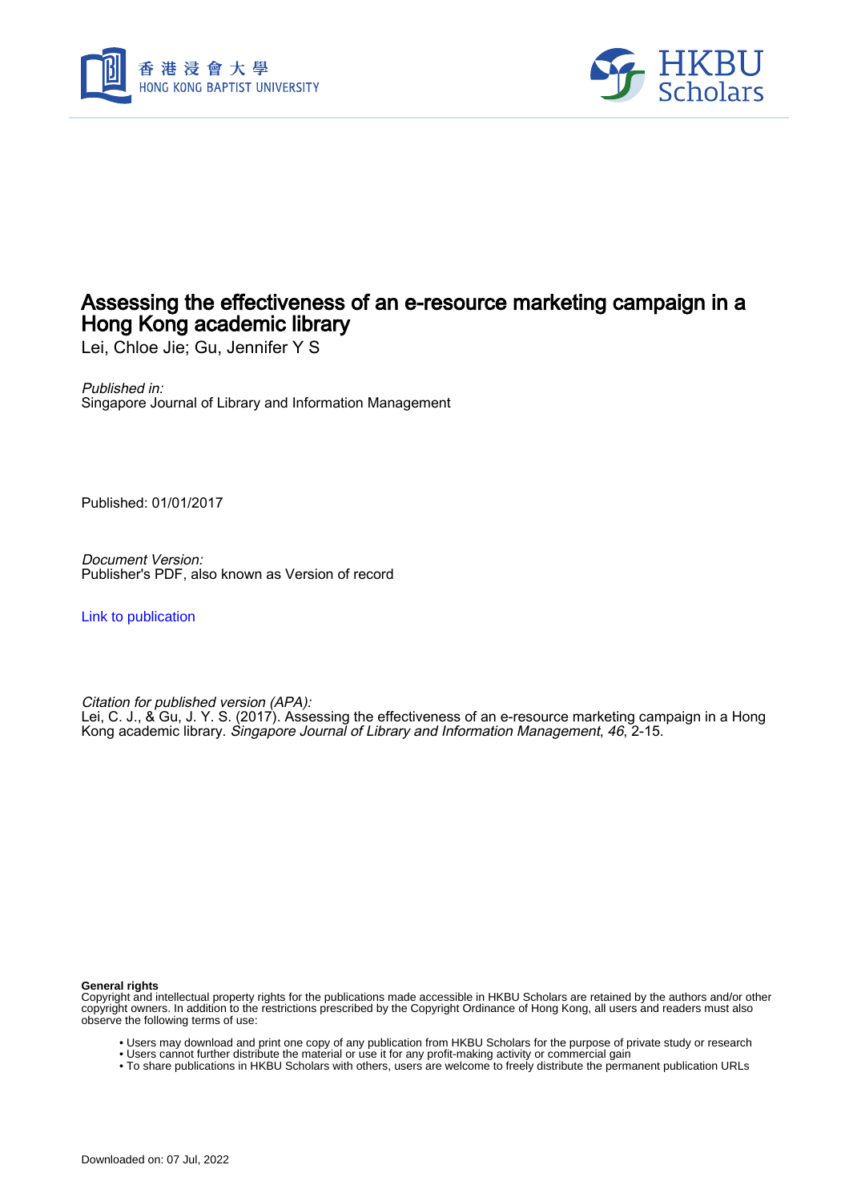# Assessing the effectiveness of an e-resource marketing campaign in a Hong Kong academic library

Lei, Chloe Jie; Gu, Jennifer Y S

*Published in:*
Singapore Journal of Library and Information Management

Published: 01/01/2017

*Document Version:*
Publisher's PDF, also known as Version of record

Link to publication

*Citation for published version (APA):*
Lei, C. J., & Gu, J. Y. S. (2017). Assessing the effectiveness of an e-resource marketing campaign in a Hong Kong academic library. *Singapore Journal of Library and Information Management*, *46*, 2-15.

**General rights**
Copyright and intellectual property rights for the publications made accessible in HKBU Scholars are retained by the authors and/or other copyright owners. In addition to the restrictions prescribed by the Copyright Ordinance of Hong Kong, all users and readers must also observe the following terms of use:

- Users may download and print one copy of any publication from HKBU Scholars for the purpose of private study or research
- Users cannot further distribute the material or use it for any profit-making activity or commercial gain
- To share publications in HKBU Scholars with others, users are welcome to freely distribute the permanent publication URLs

Downloaded on: 07 Jul, 2022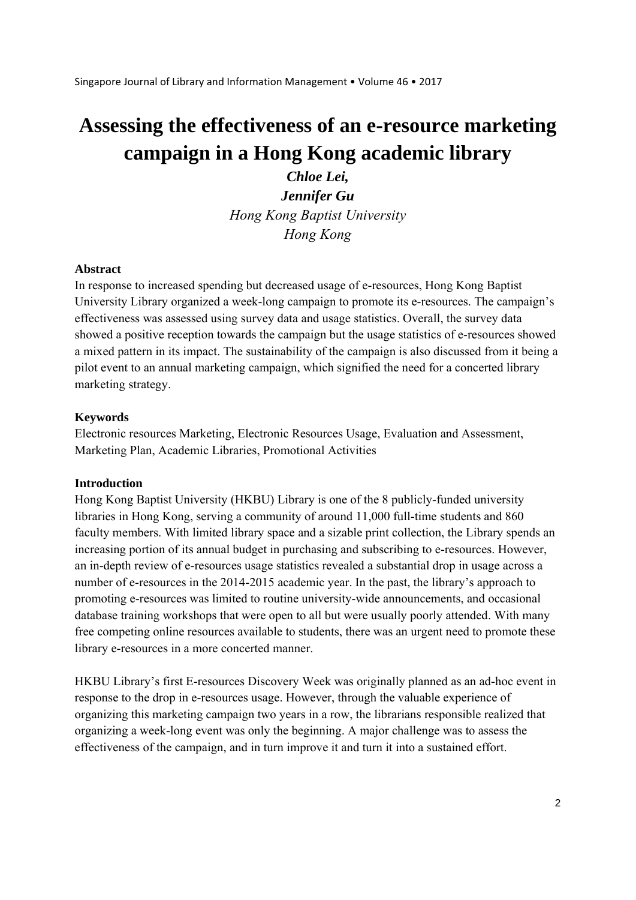# Assessing the effectiveness of an e-resource marketing campaign in a Hong Kong academic library

***Chloe Lei,***

***Jennifer Gu***

*Hong Kong Baptist University*

*Hong Kong*

**Abstract**

In response to increased spending but decreased usage of e-resources, Hong Kong Baptist University Library organized a week-long campaign to promote its e-resources. The campaign's effectiveness was assessed using survey data and usage statistics. Overall, the survey data showed a positive reception towards the campaign but the usage statistics of e-resources showed a mixed pattern in its impact. The sustainability of the campaign is also discussed from it being a pilot event to an annual marketing campaign, which signified the need for a concerted library marketing strategy.

**Keywords**

Electronic resources Marketing, Electronic Resources Usage, Evaluation and Assessment, Marketing Plan, Academic Libraries, Promotional Activities

**Introduction**

Hong Kong Baptist University (HKBU) Library is one of the 8 publicly-funded university libraries in Hong Kong, serving a community of around 11,000 full-time students and 860 faculty members. With limited library space and a sizable print collection, the Library spends an increasing portion of its annual budget in purchasing and subscribing to e-resources. However, an in-depth review of e-resources usage statistics revealed a substantial drop in usage across a number of e-resources in the 2014-2015 academic year. In the past, the library's approach to promoting e-resources was limited to routine university-wide announcements, and occasional database training workshops that were open to all but were usually poorly attended. With many free competing online resources available to students, there was an urgent need to promote these library e-resources in a more concerted manner.

HKBU Library's first E-resources Discovery Week was originally planned as an ad-hoc event in response to the drop in e-resources usage. However, through the valuable experience of organizing this marketing campaign two years in a row, the librarians responsible realized that organizing a week-long event was only the beginning. A major challenge was to assess the effectiveness of the campaign, and in turn improve it and turn it into a sustained effort.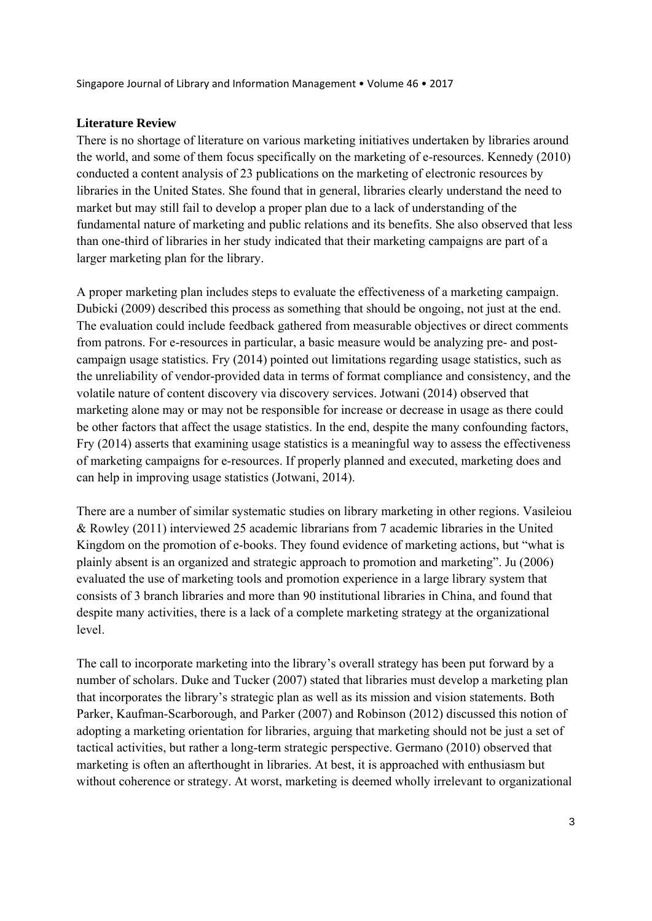## Literature Review

There is no shortage of literature on various marketing initiatives undertaken by libraries around the world, and some of them focus specifically on the marketing of e-resources. Kennedy (2010) conducted a content analysis of 23 publications on the marketing of electronic resources by libraries in the United States. She found that in general, libraries clearly understand the need to market but may still fail to develop a proper plan due to a lack of understanding of the fundamental nature of marketing and public relations and its benefits. She also observed that less than one-third of libraries in her study indicated that their marketing campaigns are part of a larger marketing plan for the library.

A proper marketing plan includes steps to evaluate the effectiveness of a marketing campaign. Dubicki (2009) described this process as something that should be ongoing, not just at the end. The evaluation could include feedback gathered from measurable objectives or direct comments from patrons. For e-resources in particular, a basic measure would be analyzing pre- and post-campaign usage statistics. Fry (2014) pointed out limitations regarding usage statistics, such as the unreliability of vendor-provided data in terms of format compliance and consistency, and the volatile nature of content discovery via discovery services. Jotwani (2014) observed that marketing alone may or may not be responsible for increase or decrease in usage as there could be other factors that affect the usage statistics. In the end, despite the many confounding factors, Fry (2014) asserts that examining usage statistics is a meaningful way to assess the effectiveness of marketing campaigns for e-resources. If properly planned and executed, marketing does and can help in improving usage statistics (Jotwani, 2014).

There are a number of similar systematic studies on library marketing in other regions. Vasileiou & Rowley (2011) interviewed 25 academic librarians from 7 academic libraries in the United Kingdom on the promotion of e-books. They found evidence of marketing actions, but "what is plainly absent is an organized and strategic approach to promotion and marketing". Ju (2006) evaluated the use of marketing tools and promotion experience in a large library system that consists of 3 branch libraries and more than 90 institutional libraries in China, and found that despite many activities, there is a lack of a complete marketing strategy at the organizational level.

The call to incorporate marketing into the library's overall strategy has been put forward by a number of scholars. Duke and Tucker (2007) stated that libraries must develop a marketing plan that incorporates the library's strategic plan as well as its mission and vision statements. Both Parker, Kaufman-Scarborough, and Parker (2007) and Robinson (2012) discussed this notion of adopting a marketing orientation for libraries, arguing that marketing should not be just a set of tactical activities, but rather a long-term strategic perspective. Germano (2010) observed that marketing is often an afterthought in libraries. At best, it is approached with enthusiasm but without coherence or strategy. At worst, marketing is deemed wholly irrelevant to organizational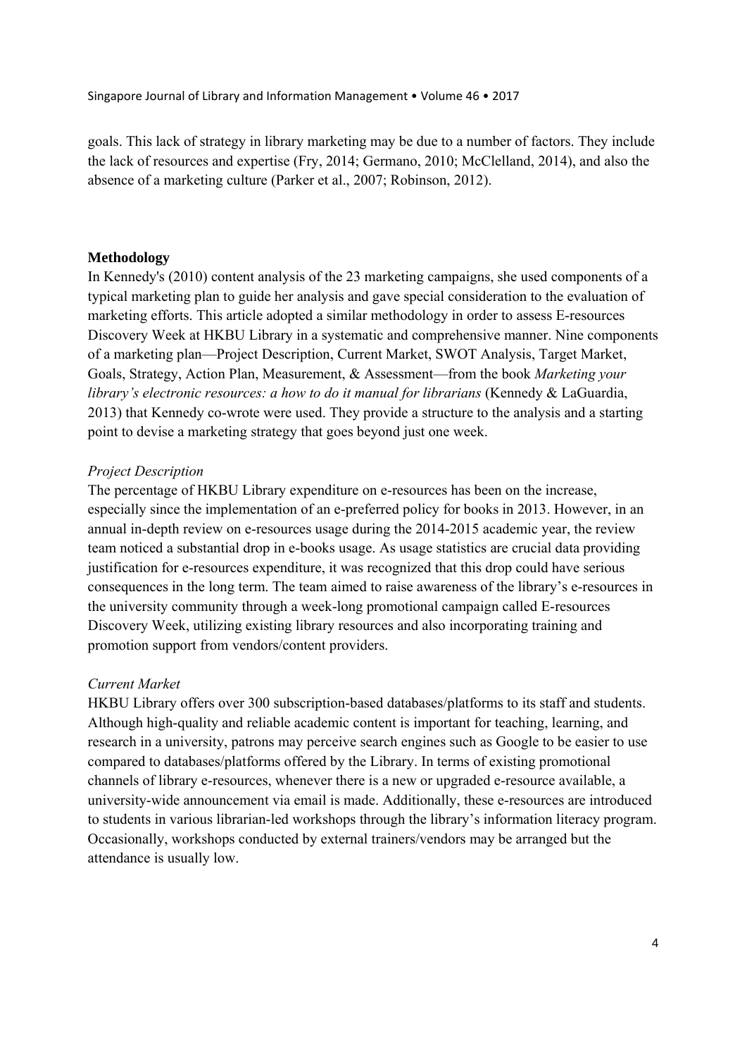goals. This lack of strategy in library marketing may be due to a number of factors. They include the lack of resources and expertise (Fry, 2014; Germano, 2010; McClelland, 2014), and also the absence of a marketing culture (Parker et al., 2007; Robinson, 2012).

## Methodology

In Kennedy's (2010) content analysis of the 23 marketing campaigns, she used components of a typical marketing plan to guide her analysis and gave special consideration to the evaluation of marketing efforts. This article adopted a similar methodology in order to assess E-resources Discovery Week at HKBU Library in a systematic and comprehensive manner. Nine components of a marketing plan—Project Description, Current Market, SWOT Analysis, Target Market, Goals, Strategy, Action Plan, Measurement, & Assessment—from the book *Marketing your library's electronic resources: a how to do it manual for librarians* (Kennedy & LaGuardia, 2013) that Kennedy co-wrote were used. They provide a structure to the analysis and a starting point to devise a marketing strategy that goes beyond just one week.

### *Project Description*

The percentage of HKBU Library expenditure on e-resources has been on the increase, especially since the implementation of an e-preferred policy for books in 2013. However, in an annual in-depth review on e-resources usage during the 2014-2015 academic year, the review team noticed a substantial drop in e-books usage. As usage statistics are crucial data providing justification for e-resources expenditure, it was recognized that this drop could have serious consequences in the long term. The team aimed to raise awareness of the library's e-resources in the university community through a week-long promotional campaign called E-resources Discovery Week, utilizing existing library resources and also incorporating training and promotion support from vendors/content providers.

### *Current Market*

HKBU Library offers over 300 subscription-based databases/platforms to its staff and students. Although high-quality and reliable academic content is important for teaching, learning, and research in a university, patrons may perceive search engines such as Google to be easier to use compared to databases/platforms offered by the Library. In terms of existing promotional channels of library e-resources, whenever there is a new or upgraded e-resource available, a university-wide announcement via email is made. Additionally, these e-resources are introduced to students in various librarian-led workshops through the library's information literacy program. Occasionally, workshops conducted by external trainers/vendors may be arranged but the attendance is usually low.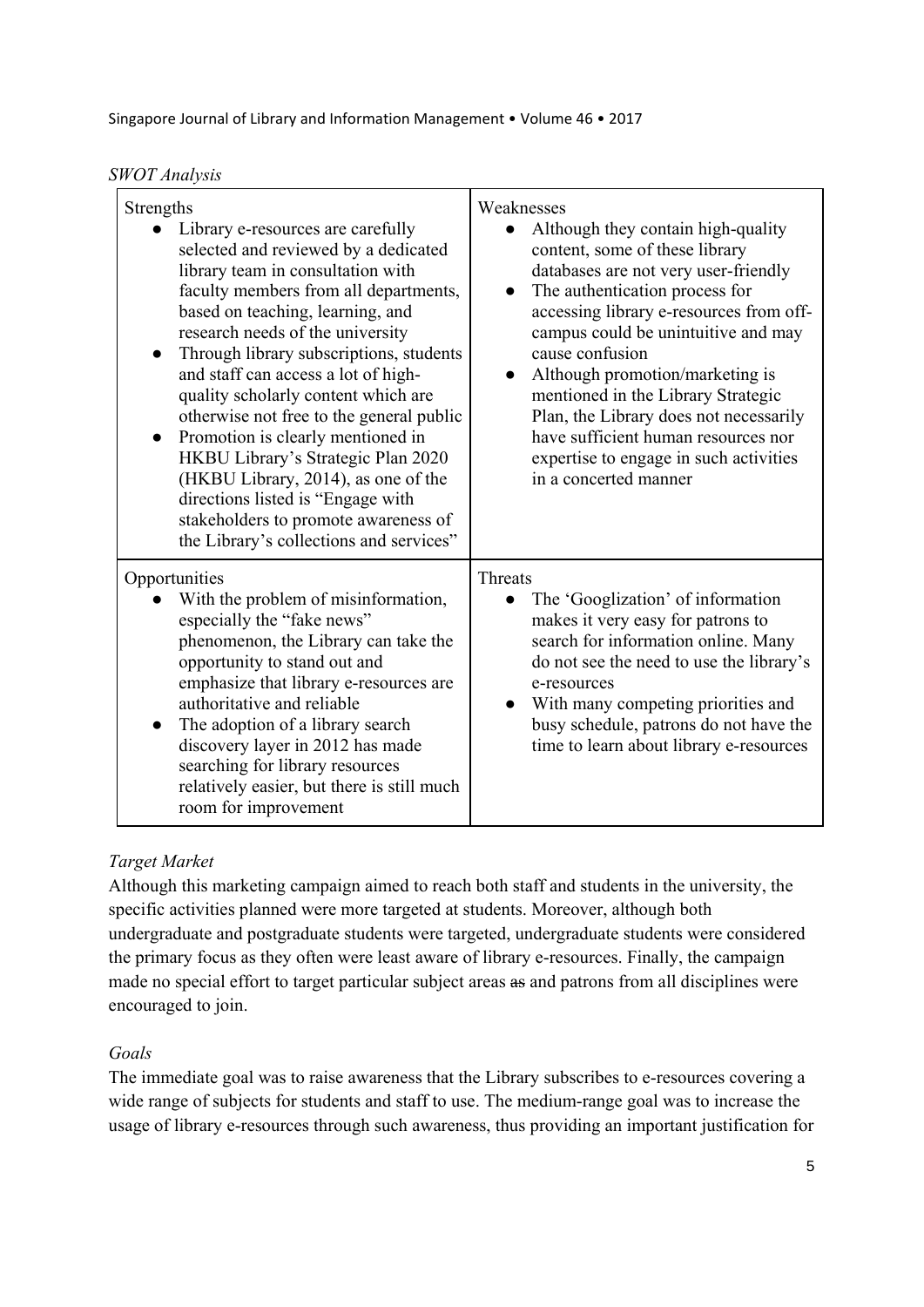*SWOT Analysis*

| Strengths | Weaknesses |
|---|---|
| • Library e-resources are carefully selected and reviewed by a dedicated library team in consultation with faculty members from all departments, based on teaching, learning, and research needs of the university<br>• Through library subscriptions, students and staff can access a lot of high-quality scholarly content which are otherwise not free to the general public<br>• Promotion is clearly mentioned in HKBU Library's Strategic Plan 2020 (HKBU Library, 2014), as one of the directions listed is "Engage with stakeholders to promote awareness of the Library's collections and services" | • Although they contain high-quality content, some of these library databases are not very user-friendly<br>• The authentication process for accessing library e-resources from off-campus could be unintuitive and may cause confusion<br>• Although promotion/marketing is mentioned in the Library Strategic Plan, the Library does not necessarily have sufficient human resources nor expertise to engage in such activities in a concerted manner |
| **Opportunities** | **Threats** |
| • With the problem of misinformation, especially the "fake news" phenomenon, the Library can take the opportunity to stand out and emphasize that library e-resources are authoritative and reliable<br>• The adoption of a library search discovery layer in 2012 has made searching for library resources relatively easier, but there is still much room for improvement | • The 'Googlization' of information makes it very easy for patrons to search for information online. Many do not see the need to use the library's e-resources<br>• With many competing priorities and busy schedule, patrons do not have the time to learn about library e-resources |

*Target Market*

Although this marketing campaign aimed to reach both staff and students in the university, the specific activities planned were more targeted at students. Moreover, although both undergraduate and postgraduate students were targeted, undergraduate students were considered the primary focus as they often were least aware of library e-resources. Finally, the campaign made no special effort to target particular subject areas ~~as~~ and patrons from all disciplines were encouraged to join.

*Goals*

The immediate goal was to raise awareness that the Library subscribes to e-resources covering a wide range of subjects for students and staff to use. The medium-range goal was to increase the usage of library e-resources through such awareness, thus providing an important justification for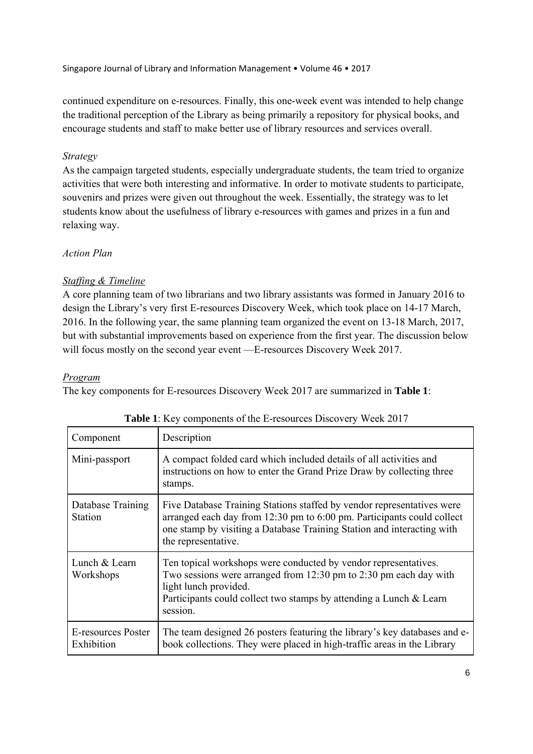continued expenditure on e-resources. Finally, this one-week event was intended to help change the traditional perception of the Library as being primarily a repository for physical books, and encourage students and staff to make better use of library resources and services overall.

*Strategy*

As the campaign targeted students, especially undergraduate students, the team tried to organize activities that were both interesting and informative. In order to motivate students to participate, souvenirs and prizes were given out throughout the week. Essentially, the strategy was to let students know about the usefulness of library e-resources with games and prizes in a fun and relaxing way.

*Action Plan*

*Staffing & Timeline*

A core planning team of two librarians and two library assistants was formed in January 2016 to design the Library's very first E-resources Discovery Week, which took place on 14-17 March, 2016. In the following year, the same planning team organized the event on 13-18 March, 2017, but with substantial improvements based on experience from the first year. The discussion below will focus mostly on the second year event —E-resources Discovery Week 2017.

*Program*

The key components for E-resources Discovery Week 2017 are summarized in **Table 1**:

**Table 1**: Key components of the E-resources Discovery Week 2017

| Component | Description |
|---|---|
| Mini-passport | A compact folded card which included details of all activities and instructions on how to enter the Grand Prize Draw by collecting three stamps. |
| Database Training Station | Five Database Training Stations staffed by vendor representatives were arranged each day from 12:30 pm to 6:00 pm. Participants could collect one stamp by visiting a Database Training Station and interacting with the representative. |
| Lunch & Learn Workshops | Ten topical workshops were conducted by vendor representatives. Two sessions were arranged from 12:30 pm to 2:30 pm each day with light lunch provided. Participants could collect two stamps by attending a Lunch & Learn session. |
| E-resources Poster Exhibition | The team designed 26 posters featuring the library's key databases and e-book collections. They were placed in high-traffic areas in the Library |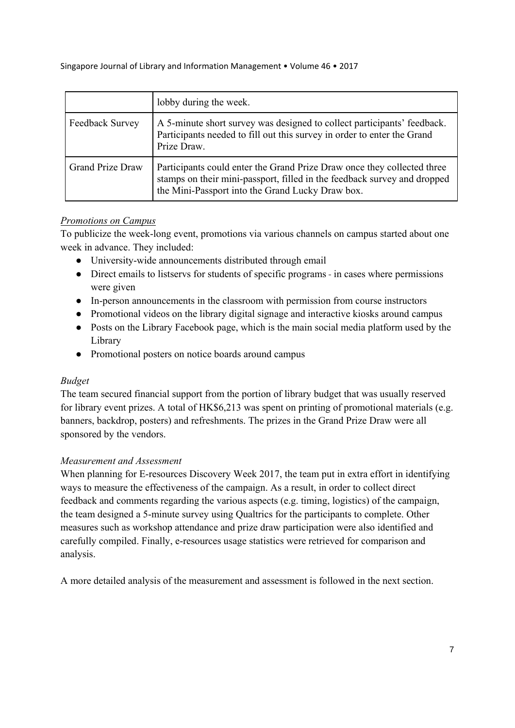| | |
|---|---|
| | lobby during the week. |
| Feedback Survey | A 5-minute short survey was designed to collect participants' feedback. Participants needed to fill out this survey in order to enter the Grand Prize Draw. |
| Grand Prize Draw | Participants could enter the Grand Prize Draw once they collected three stamps on their mini-passport, filled in the feedback survey and dropped the Mini-Passport into the Grand Lucky Draw box. |

*Promotions on Campus*

To publicize the week-long event, promotions via various channels on campus started about one week in advance. They included:

- University-wide announcements distributed through email
- Direct emails to listservs for students of specific programs - in cases where permissions were given
- In-person announcements in the classroom with permission from course instructors
- Promotional videos on the library digital signage and interactive kiosks around campus
- Posts on the Library Facebook page, which is the main social media platform used by the Library
- Promotional posters on notice boards around campus

*Budget*

The team secured financial support from the portion of library budget that was usually reserved for library event prizes. A total of HK$6,213 was spent on printing of promotional materials (e.g. banners, backdrop, posters) and refreshments. The prizes in the Grand Prize Draw were all sponsored by the vendors.

*Measurement and Assessment*

When planning for E-resources Discovery Week 2017, the team put in extra effort in identifying ways to measure the effectiveness of the campaign. As a result, in order to collect direct feedback and comments regarding the various aspects (e.g. timing, logistics) of the campaign, the team designed a 5-minute survey using Qualtrics for the participants to complete. Other measures such as workshop attendance and prize draw participation were also identified and carefully compiled. Finally, e-resources usage statistics were retrieved for comparison and analysis.

A more detailed analysis of the measurement and assessment is followed in the next section.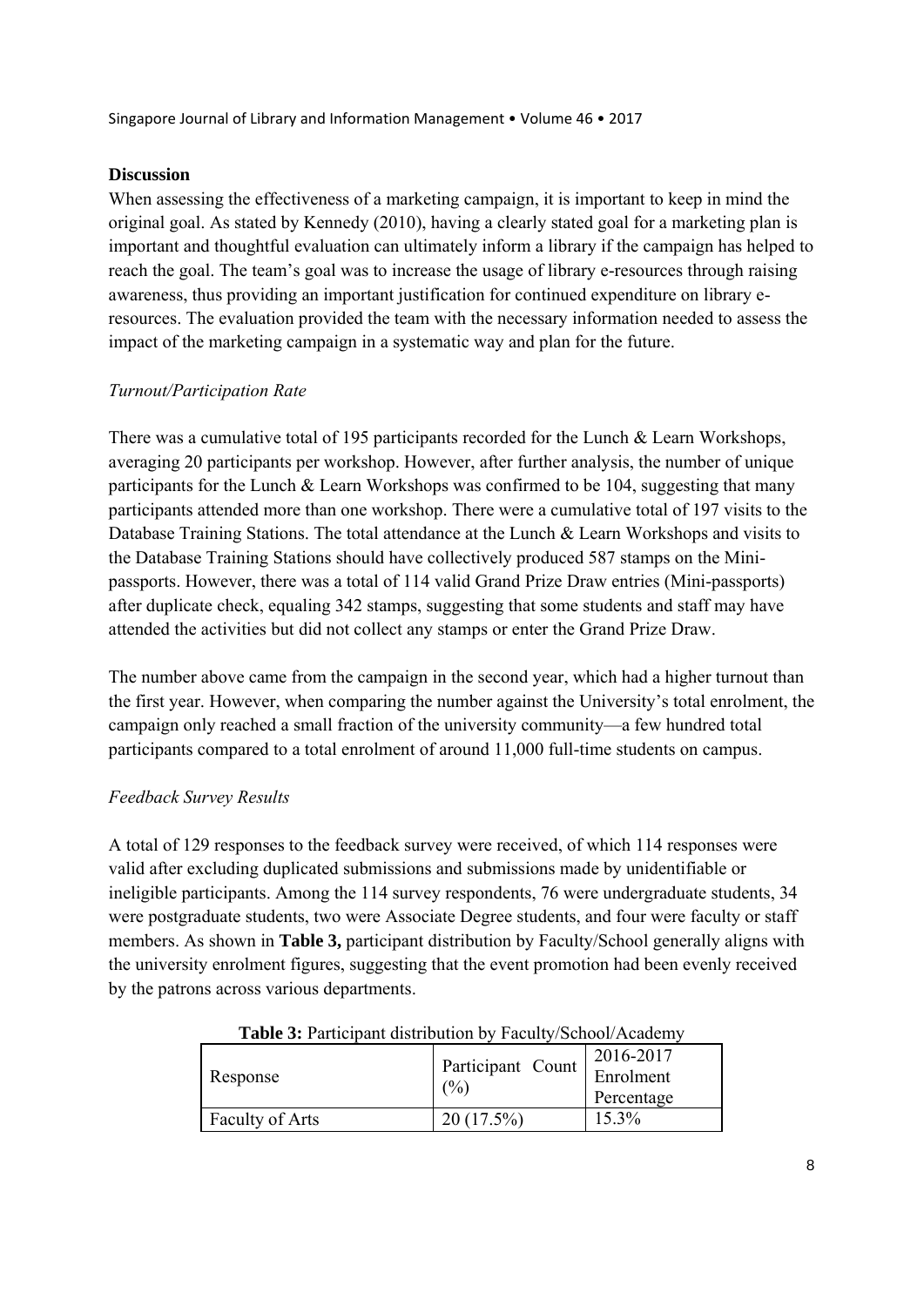## Discussion

When assessing the effectiveness of a marketing campaign, it is important to keep in mind the original goal. As stated by Kennedy (2010), having a clearly stated goal for a marketing plan is important and thoughtful evaluation can ultimately inform a library if the campaign has helped to reach the goal. The team's goal was to increase the usage of library e-resources through raising awareness, thus providing an important justification for continued expenditure on library e-resources. The evaluation provided the team with the necessary information needed to assess the impact of the marketing campaign in a systematic way and plan for the future.

### *Turnout/Participation Rate*

There was a cumulative total of 195 participants recorded for the Lunch & Learn Workshops, averaging 20 participants per workshop. However, after further analysis, the number of unique participants for the Lunch & Learn Workshops was confirmed to be 104, suggesting that many participants attended more than one workshop. There were a cumulative total of 197 visits to the Database Training Stations. The total attendance at the Lunch & Learn Workshops and visits to the Database Training Stations should have collectively produced 587 stamps on the Mini-passports. However, there was a total of 114 valid Grand Prize Draw entries (Mini-passports) after duplicate check, equaling 342 stamps, suggesting that some students and staff may have attended the activities but did not collect any stamps or enter the Grand Prize Draw.

The number above came from the campaign in the second year, which had a higher turnout than the first year. However, when comparing the number against the University's total enrolment, the campaign only reached a small fraction of the university community—a few hundred total participants compared to a total enrolment of around 11,000 full-time students on campus.

### *Feedback Survey Results*

A total of 129 responses to the feedback survey were received, of which 114 responses were valid after excluding duplicated submissions and submissions made by unidentifiable or ineligible participants. Among the 114 survey respondents, 76 were undergraduate students, 34 were postgraduate students, two were Associate Degree students, and four were faculty or staff members. As shown in **Table 3,** participant distribution by Faculty/School generally aligns with the university enrolment figures, suggesting that the event promotion had been evenly received by the patrons across various departments.

**Table 3:** Participant distribution by Faculty/School/Academy

| Response | Participant Count (%) | 2016-2017 Enrolment Percentage |
|---|---|---|
| Faculty of Arts | 20 (17.5%) | 15.3% |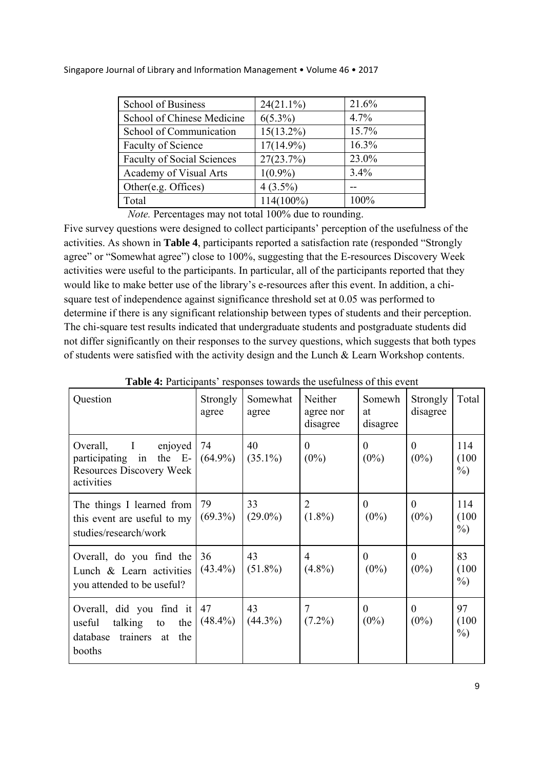| School of Business | 24(21.1%) | 21.6% |
|---|---|---|
| School of Chinese Medicine | 6(5.3%) | 4.7% |
| School of Communication | 15(13.2%) | 15.7% |
| Faculty of Science | 17(14.9%) | 16.3% |
| Faculty of Social Sciences | 27(23.7%) | 23.0% |
| Academy of Visual Arts | 1(0.9%) | 3.4% |
| Other(e.g. Offices) | 4 (3.5%) | -- |
| Total | 114(100%) | 100% |

*Note.* Percentages may not total 100% due to rounding.

Five survey questions were designed to collect participants' perception of the usefulness of the activities. As shown in **Table 4**, participants reported a satisfaction rate (responded "Strongly agree" or "Somewhat agree") close to 100%, suggesting that the E-resources Discovery Week activities were useful to the participants. In particular, all of the participants reported that they would like to make better use of the library's e-resources after this event. In addition, a chi-square test of independence against significance threshold set at 0.05 was performed to determine if there is any significant relationship between types of students and their perception. The chi-square test results indicated that undergraduate students and postgraduate students did not differ significantly on their responses to the survey questions, which suggests that both types of students were satisfied with the activity design and the Lunch & Learn Workshop contents.

**Table 4:** Participants' responses towards the usefulness of this event

| Question | Strongly agree | Somewhat agree | Neither agree nor disagree | Somewhat disagree | Strongly disagree | Total |
|---|---|---|---|---|---|---|
| Overall, I enjoyed participating in the E-Resources Discovery Week activities | 74 (64.9%) | 40 (35.1%) | 0 (0%) | 0 (0%) | 0 (0%) | 114 (100 %) |
| The things I learned from this event are useful to my studies/research/work | 79 (69.3%) | 33 (29.0%) | 2 (1.8%) | 0 (0%) | 0 (0%) | 114 (100 %) |
| Overall, do you find the Lunch & Learn activities you attended to be useful? | 36 (43.4%) | 43 (51.8%) | 4 (4.8%) | 0 (0%) | 0 (0%) | 83 (100 %) |
| Overall, did you find it useful talking to the database trainers at the booths | 47 (48.4%) | 43 (44.3%) | 7 (7.2%) | 0 (0%) | 0 (0%) | 97 (100 %) |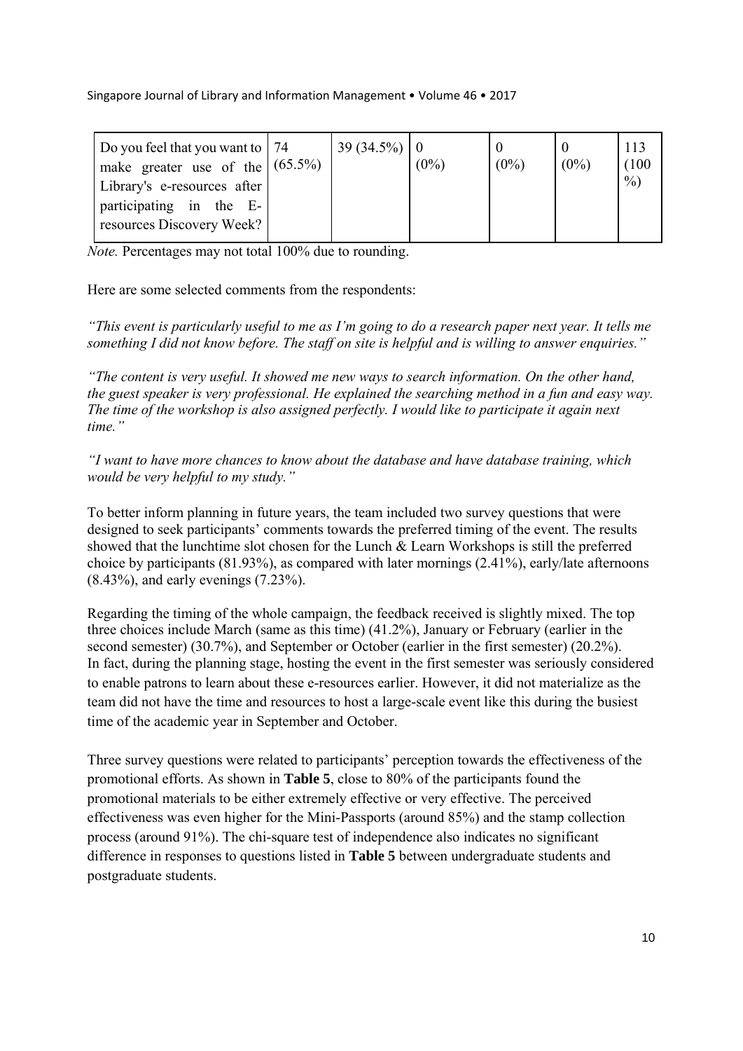| | | | | | | |
|---|---|---|---|---|---|---|
| Do you feel that you want to make greater use of the Library's e-resources after participating in the E-resources Discovery Week? | 74 (65.5%) | 39 (34.5%) | 0 (0%) | 0 (0%) | 0 (0%) | 113 (100%) |

*Note.* Percentages may not total 100% due to rounding.

Here are some selected comments from the respondents:

*"This event is particularly useful to me as I'm going to do a research paper next year. It tells me something I did not know before. The staff on site is helpful and is willing to answer enquiries."*

*"The content is very useful. It showed me new ways to search information. On the other hand, the guest speaker is very professional. He explained the searching method in a fun and easy way. The time of the workshop is also assigned perfectly. I would like to participate it again next time."*

*"I want to have more chances to know about the database and have database training, which would be very helpful to my study."*

To better inform planning in future years, the team included two survey questions that were designed to seek participants' comments towards the preferred timing of the event. The results showed that the lunchtime slot chosen for the Lunch & Learn Workshops is still the preferred choice by participants (81.93%), as compared with later mornings (2.41%), early/late afternoons (8.43%), and early evenings (7.23%).

Regarding the timing of the whole campaign, the feedback received is slightly mixed. The top three choices include March (same as this time) (41.2%), January or February (earlier in the second semester) (30.7%), and September or October (earlier in the first semester) (20.2%). In fact, during the planning stage, hosting the event in the first semester was seriously considered to enable patrons to learn about these e-resources earlier. However, it did not materialize as the team did not have the time and resources to host a large-scale event like this during the busiest time of the academic year in September and October.

Three survey questions were related to participants' perception towards the effectiveness of the promotional efforts. As shown in **Table 5**, close to 80% of the participants found the promotional materials to be either extremely effective or very effective. The perceived effectiveness was even higher for the Mini-Passports (around 85%) and the stamp collection process (around 91%). The chi-square test of independence also indicates no significant difference in responses to questions listed in **Table 5** between undergraduate students and postgraduate students.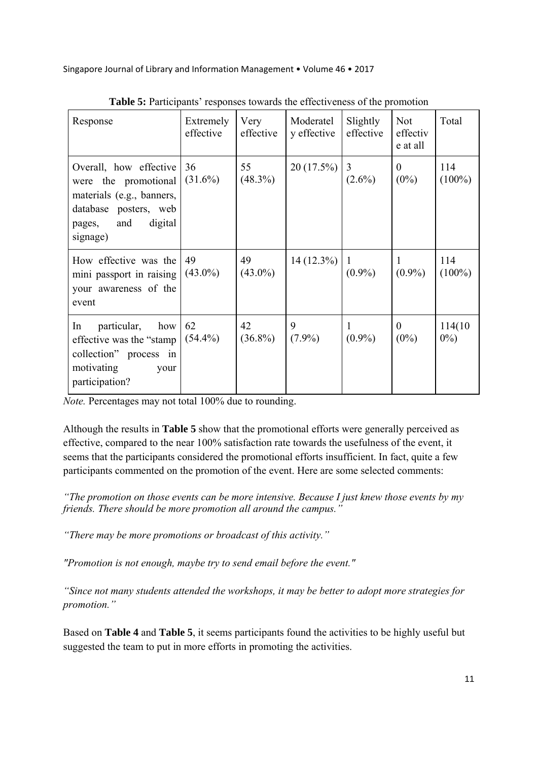**Table 5:** Participants' responses towards the effectiveness of the promotion

| Response | Extremely effective | Very effective | Moderately effective | Slightly effective | Not effective at all | Total |
|---|---|---|---|---|---|---|
| Overall, how effective were the promotional materials (e.g., banners, database posters, web pages, and digital signage) | 36 (31.6%) | 55 (48.3%) | 20 (17.5%) | 3 (2.6%) | 0 (0%) | 114 (100%) |
| How effective was the mini passport in raising your awareness of the event | 49 (43.0%) | 49 (43.0%) | 14 (12.3%) | 1 (0.9%) | 1 (0.9%) | 114 (100%) |
| In particular, how effective was the "stamp collection" process in motivating your participation? | 62 (54.4%) | 42 (36.8%) | 9 (7.9%) | 1 (0.9%) | 0 (0%) | 114(100%) |

*Note.* Percentages may not total 100% due to rounding.

Although the results in **Table 5** show that the promotional efforts were generally perceived as effective, compared to the near 100% satisfaction rate towards the usefulness of the event, it seems that the participants considered the promotional efforts insufficient. In fact, quite a few participants commented on the promotion of the event. Here are some selected comments:

*"The promotion on those events can be more intensive. Because I just knew those events by my friends. There should be more promotion all around the campus."*

*"There may be more promotions or broadcast of this activity."*

*"Promotion is not enough, maybe try to send email before the event."*

*"Since not many students attended the workshops, it may be better to adopt more strategies for promotion."*

Based on **Table 4** and **Table 5**, it seems participants found the activities to be highly useful but suggested the team to put in more efforts in promoting the activities.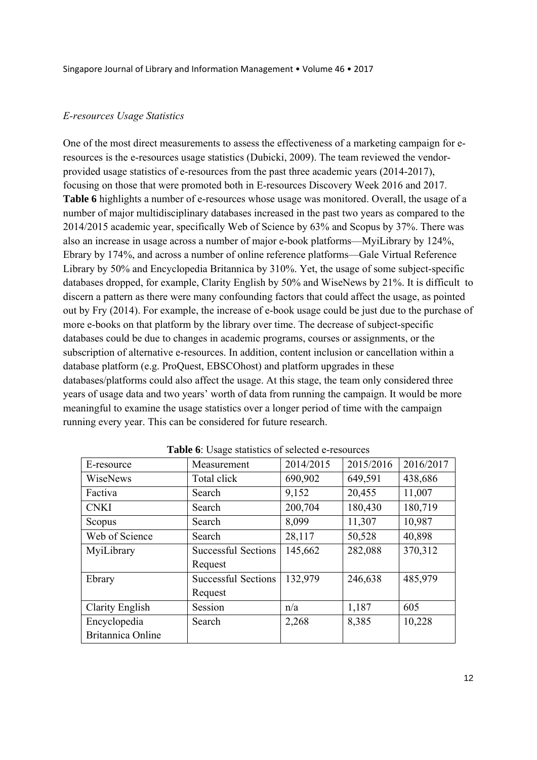*E-resources Usage Statistics*

One of the most direct measurements to assess the effectiveness of a marketing campaign for e-resources is the e-resources usage statistics (Dubicki, 2009). The team reviewed the vendor-provided usage statistics of e-resources from the past three academic years (2014-2017), focusing on those that were promoted both in E-resources Discovery Week 2016 and 2017. **Table 6** highlights a number of e-resources whose usage was monitored. Overall, the usage of a number of major multidisciplinary databases increased in the past two years as compared to the 2014/2015 academic year, specifically Web of Science by 63% and Scopus by 37%. There was also an increase in usage across a number of major e-book platforms—MyiLibrary by 124%, Ebrary by 174%, and across a number of online reference platforms—Gale Virtual Reference Library by 50% and Encyclopedia Britannica by 310%. Yet, the usage of some subject-specific databases dropped, for example, Clarity English by 50% and WiseNews by 21%. It is difficult to discern a pattern as there were many confounding factors that could affect the usage, as pointed out by Fry (2014). For example, the increase of e-book usage could be just due to the purchase of more e-books on that platform by the library over time. The decrease of subject-specific databases could be due to changes in academic programs, courses or assignments, or the subscription of alternative e-resources. In addition, content inclusion or cancellation within a database platform (e.g. ProQuest, EBSCOhost) and platform upgrades in these databases/platforms could also affect the usage. At this stage, the team only considered three years of usage data and two years' worth of data from running the campaign. It would be more meaningful to examine the usage statistics over a longer period of time with the campaign running every year. This can be considered for future research.

**Table 6**: Usage statistics of selected e-resources

| E-resource | Measurement | 2014/2015 | 2015/2016 | 2016/2017 |
|---|---|---|---|---|
| WiseNews | Total click | 690,902 | 649,591 | 438,686 |
| Factiva | Search | 9,152 | 20,455 | 11,007 |
| CNKI | Search | 200,704 | 180,430 | 180,719 |
| Scopus | Search | 8,099 | 11,307 | 10,987 |
| Web of Science | Search | 28,117 | 50,528 | 40,898 |
| MyiLibrary | Successful Sections Request | 145,662 | 282,088 | 370,312 |
| Ebrary | Successful Sections Request | 132,979 | 246,638 | 485,979 |
| Clarity English | Session | n/a | 1,187 | 605 |
| Encyclopedia Britannica Online | Search | 2,268 | 8,385 | 10,228 |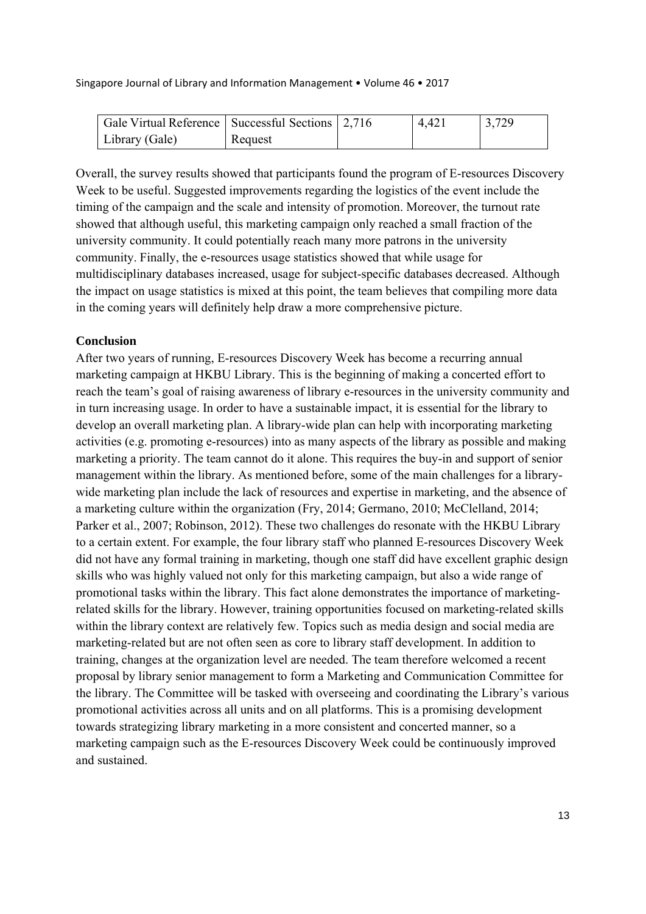| Gale Virtual Reference Library (Gale) | Successful Sections Request | 2,716 | 4,421 | 3,729 |
|---|---|---|---|---|

Overall, the survey results showed that participants found the program of E-resources Discovery Week to be useful. Suggested improvements regarding the logistics of the event include the timing of the campaign and the scale and intensity of promotion. Moreover, the turnout rate showed that although useful, this marketing campaign only reached a small fraction of the university community. It could potentially reach many more patrons in the university community. Finally, the e-resources usage statistics showed that while usage for multidisciplinary databases increased, usage for subject-specific databases decreased. Although the impact on usage statistics is mixed at this point, the team believes that compiling more data in the coming years will definitely help draw a more comprehensive picture.

**Conclusion**

After two years of running, E-resources Discovery Week has become a recurring annual marketing campaign at HKBU Library. This is the beginning of making a concerted effort to reach the team's goal of raising awareness of library e-resources in the university community and in turn increasing usage. In order to have a sustainable impact, it is essential for the library to develop an overall marketing plan. A library-wide plan can help with incorporating marketing activities (e.g. promoting e-resources) into as many aspects of the library as possible and making marketing a priority. The team cannot do it alone. This requires the buy-in and support of senior management within the library. As mentioned before, some of the main challenges for a library-wide marketing plan include the lack of resources and expertise in marketing, and the absence of a marketing culture within the organization (Fry, 2014; Germano, 2010; McClelland, 2014; Parker et al., 2007; Robinson, 2012). These two challenges do resonate with the HKBU Library to a certain extent. For example, the four library staff who planned E-resources Discovery Week did not have any formal training in marketing, though one staff did have excellent graphic design skills who was highly valued not only for this marketing campaign, but also a wide range of promotional tasks within the library. This fact alone demonstrates the importance of marketing-related skills for the library. However, training opportunities focused on marketing-related skills within the library context are relatively few. Topics such as media design and social media are marketing-related but are not often seen as core to library staff development. In addition to training, changes at the organization level are needed. The team therefore welcomed a recent proposal by library senior management to form a Marketing and Communication Committee for the library. The Committee will be tasked with overseeing and coordinating the Library's various promotional activities across all units and on all platforms. This is a promising development towards strategizing library marketing in a more consistent and concerted manner, so a marketing campaign such as the E-resources Discovery Week could be continuously improved and sustained.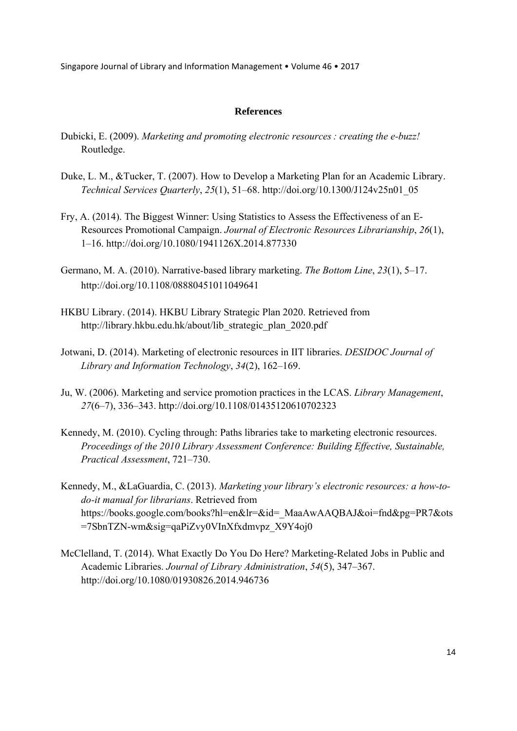## References

Dubicki, E. (2009). *Marketing and promoting electronic resources : creating the e-buzz!* Routledge.

Duke, L. M., &Tucker, T. (2007). How to Develop a Marketing Plan for an Academic Library. *Technical Services Quarterly*, *25*(1), 51–68. http://doi.org/10.1300/J124v25n01_05

Fry, A. (2014). The Biggest Winner: Using Statistics to Assess the Effectiveness of an E-Resources Promotional Campaign. *Journal of Electronic Resources Librarianship*, *26*(1), 1–16. http://doi.org/10.1080/1941126X.2014.877330

Germano, M. A. (2010). Narrative-based library marketing. *The Bottom Line*, *23*(1), 5–17. http://doi.org/10.1108/08880451011049641

HKBU Library. (2014). HKBU Library Strategic Plan 2020. Retrieved from http://library.hkbu.edu.hk/about/lib_strategic_plan_2020.pdf

Jotwani, D. (2014). Marketing of electronic resources in IIT libraries. *DESIDOC Journal of Library and Information Technology*, *34*(2), 162–169.

Ju, W. (2006). Marketing and service promotion practices in the LCAS. *Library Management*, *27*(6–7), 336–343. http://doi.org/10.1108/01435120610702323

Kennedy, M. (2010). Cycling through: Paths libraries take to marketing electronic resources. *Proceedings of the 2010 Library Assessment Conference: Building Effective, Sustainable, Practical Assessment*, 721–730.

Kennedy, M., &LaGuardia, C. (2013). *Marketing your library's electronic resources: a how-to-do-it manual for librarians*. Retrieved from https://books.google.com/books?hl=en&lr=&id=_MaaAwAAQBAJ&oi=fnd&pg=PR7&ots=7SbnTZN-wm&sig=qaPiZvy0VInXfxdmvpz_X9Y4oj0

McClelland, T. (2014). What Exactly Do You Do Here? Marketing-Related Jobs in Public and Academic Libraries. *Journal of Library Administration*, *54*(5), 347–367. http://doi.org/10.1080/01930826.2014.946736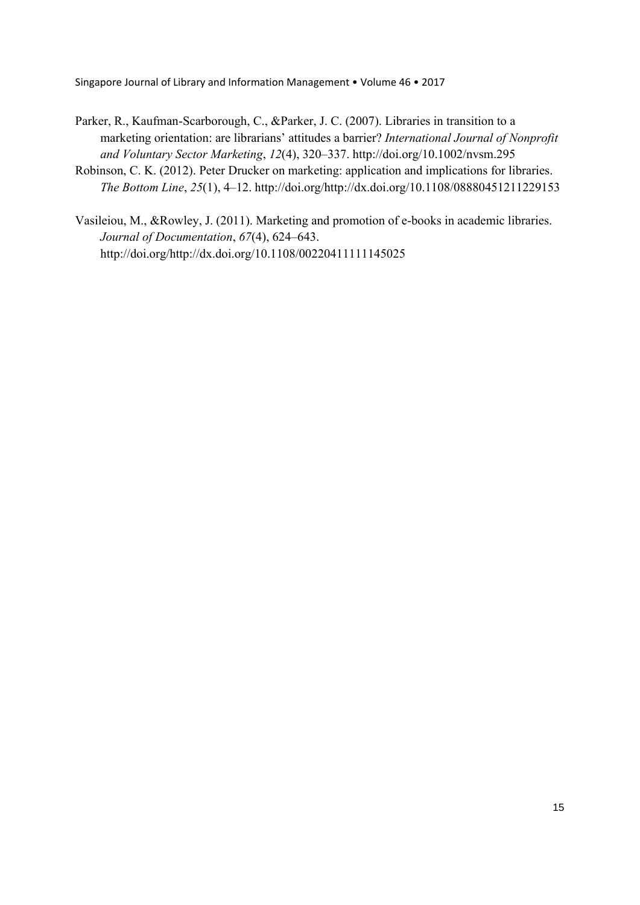Parker, R., Kaufman-Scarborough, C., &Parker, J. C. (2007). Libraries in transition to a marketing orientation: are librarians' attitudes a barrier? *International Journal of Nonprofit and Voluntary Sector Marketing*, *12*(4), 320–337. http://doi.org/10.1002/nvsm.295

Robinson, C. K. (2012). Peter Drucker on marketing: application and implications for libraries. *The Bottom Line*, *25*(1), 4–12. http://doi.org/http://dx.doi.org/10.1108/08880451211229153

Vasileiou, M., &Rowley, J. (2011). Marketing and promotion of e-books in academic libraries. *Journal of Documentation*, *67*(4), 624–643. http://doi.org/http://dx.doi.org/10.1108/00220411111145025